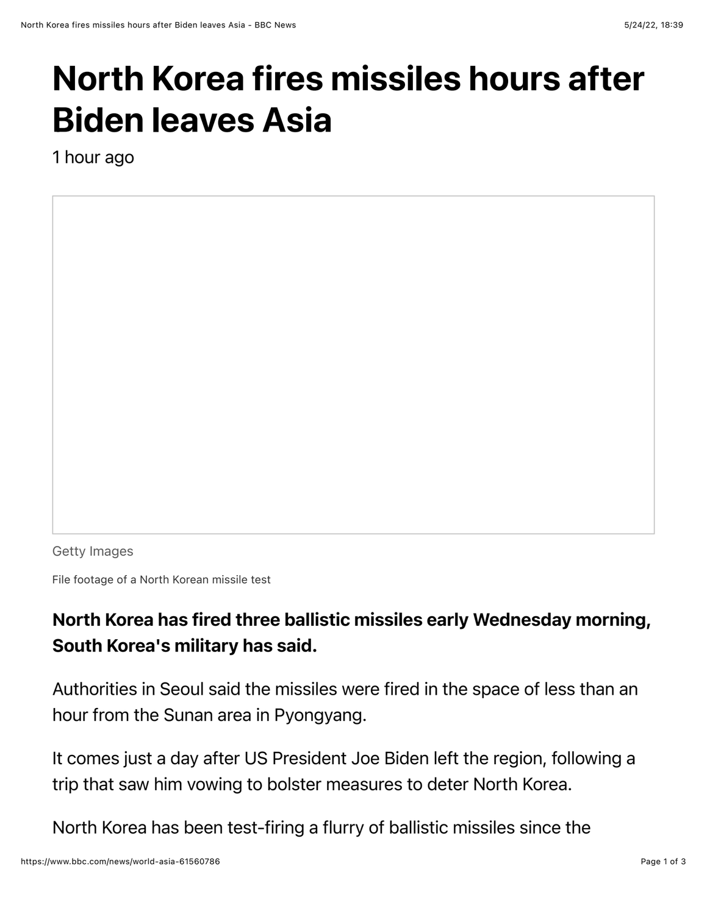# North Korea fires missiles hours after Biden leaves Asia

1 hour ago

Getty Images

File footage of a North Korean missile test

**North Korea has fired three ballistic missiles early Wednesday morning, South Korea's military has said.**

Authorities in Seoul said the missiles were fired in the space of less than an hour from the Sunan area in Pyongyang.

It comes just a day after US President Joe Biden left the region, following a trip that saw him vowing to bolster measures to deter North Korea.

North Korea has been test-firing a flurry of ballistic missiles since the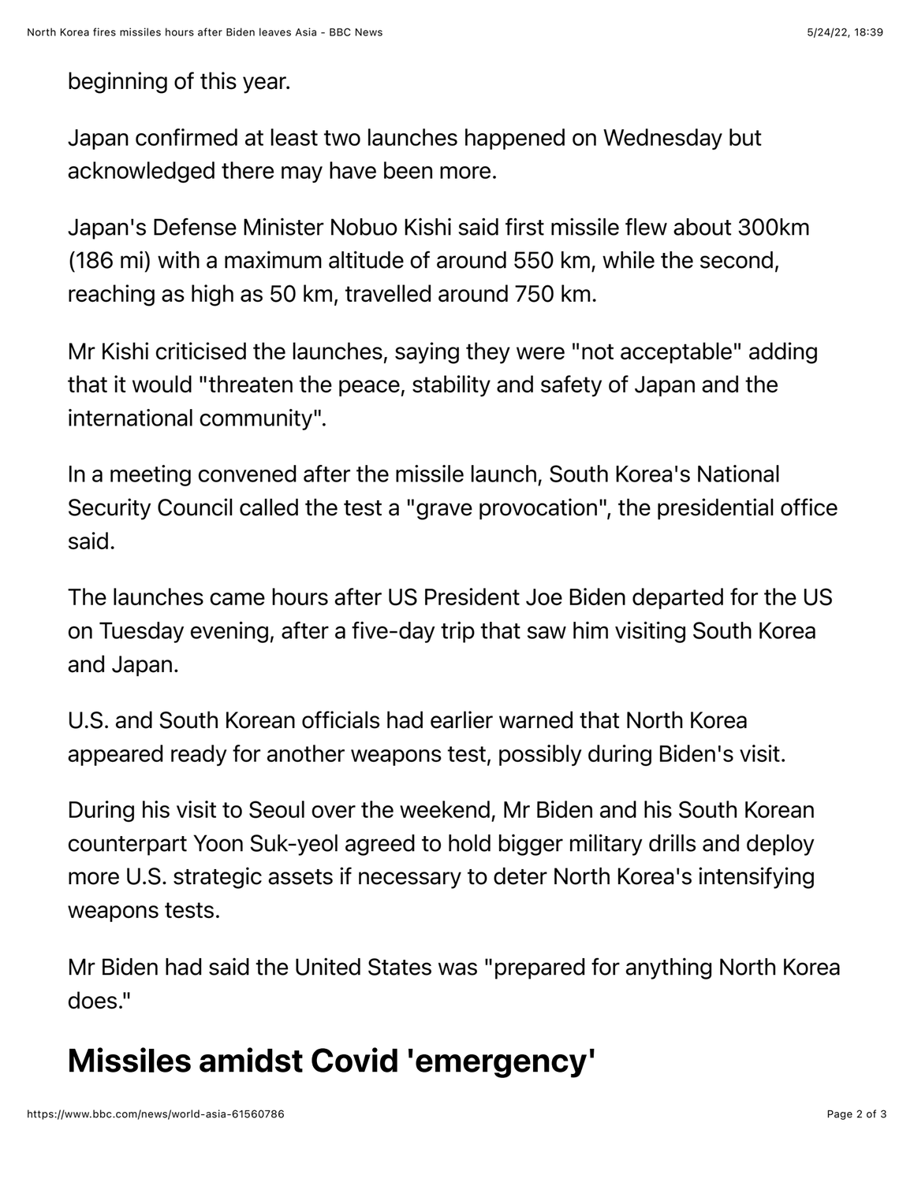beginning of this year.

Japan confirmed at least two launches happened on Wednesday but acknowledged there may have been more.

Japan's Defense Minister Nobuo Kishi said first missile flew about 300km (186 mi) with a maximum altitude of around 550 km, while the second, reaching as high as 50 km, travelled around 750 km.

Mr Kishi criticised the launches, saying they were "not acceptable" adding that it would "threaten the peace, stability and safety of Japan and the international community".

In a meeting convened after the missile launch, South Korea's National Security Council called the test a "grave provocation", the presidential office said.

The launches came hours after US President Joe Biden departed for the US on Tuesday evening, after a five-day trip that saw him visiting South Korea and Japan.

U.S. and South Korean officials had earlier warned that North Korea appeared ready for another weapons test, possibly during Biden's visit.

During his visit to Seoul over the weekend, Mr Biden and his South Korean counterpart Yoon Suk-yeol agreed to hold bigger military drills and deploy more U.S. strategic assets if necessary to deter North Korea's intensifying weapons tests.

Mr Biden had said the United States was "prepared for anything North Korea does."

## Missiles amidst Covid 'emergency'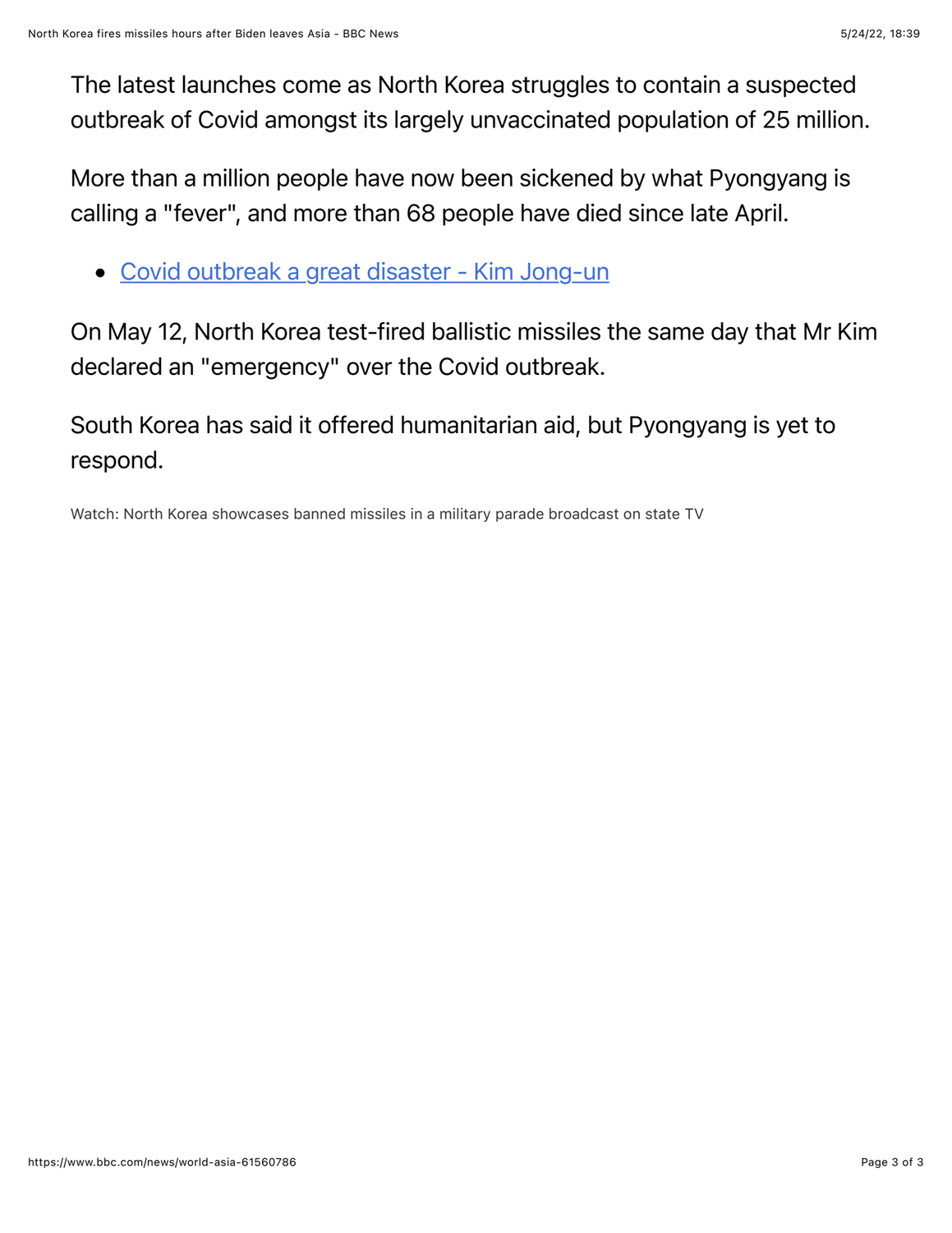The latest launches come as North Korea struggles to contain a suspected outbreak of Covid amongst its largely unvaccinated population of 25 million.

More than a million people have now been sickened by what Pyongyang is calling a "fever", and more than 68 people have died since late April.

- Covid outbreak a great disaster - Kim Jong-un

On May 12, North Korea test-fired ballistic missiles the same day that Mr Kim declared an "emergency" over the Covid outbreak.

South Korea has said it offered humanitarian aid, but Pyongyang is yet to respond.

Watch: North Korea showcases banned missiles in a military parade broadcast on state TV